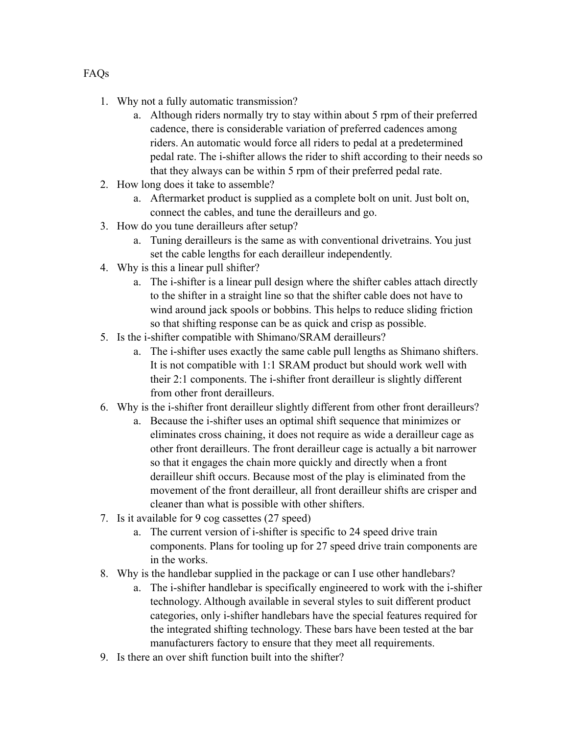FAQs

1. Why not a fully automatic transmission?
    a. Although riders normally try to stay within about 5 rpm of their preferred cadence, there is considerable variation of preferred cadences among riders. An automatic would force all riders to pedal at a predetermined pedal rate. The i-shifter allows the rider to shift according to their needs so that they always can be within 5 rpm of their preferred pedal rate.
2. How long does it take to assemble?
    a. Aftermarket product is supplied as a complete bolt on unit. Just bolt on, connect the cables, and tune the derailleurs and go.
3. How do you tune derailleurs after setup?
    a. Tuning derailleurs is the same as with conventional drivetrains. You just set the cable lengths for each derailleur independently.
4. Why is this a linear pull shifter?
    a. The i-shifter is a linear pull design where the shifter cables attach directly to the shifter in a straight line so that the shifter cable does not have to wind around jack spools or bobbins. This helps to reduce sliding friction so that shifting response can be as quick and crisp as possible.
5. Is the i-shifter compatible with Shimano/SRAM derailleurs?
    a. The i-shifter uses exactly the same cable pull lengths as Shimano shifters. It is not compatible with 1:1 SRAM product but should work well with their 2:1 components. The i-shifter front derailleur is slightly different from other front derailleurs.
6. Why is the i-shifter front derailleur slightly different from other front derailleurs?
    a. Because the i-shifter uses an optimal shift sequence that minimizes or eliminates cross chaining, it does not require as wide a derailleur cage as other front derailleurs. The front derailleur cage is actually a bit narrower so that it engages the chain more quickly and directly when a front derailleur shift occurs. Because most of the play is eliminated from the movement of the front derailleur, all front derailleur shifts are crisper and cleaner than what is possible with other shifters.
7. Is it available for 9 cog cassettes (27 speed)
    a. The current version of i-shifter is specific to 24 speed drive train components. Plans for tooling up for 27 speed drive train components are in the works.
8. Why is the handlebar supplied in the package or can I use other handlebars?
    a. The i-shifter handlebar is specifically engineered to work with the i-shifter technology. Although available in several styles to suit different product categories, only i-shifter handlebars have the special features required for the integrated shifting technology. These bars have been tested at the bar manufacturers factory to ensure that they meet all requirements.
9. Is there an over shift function built into the shifter?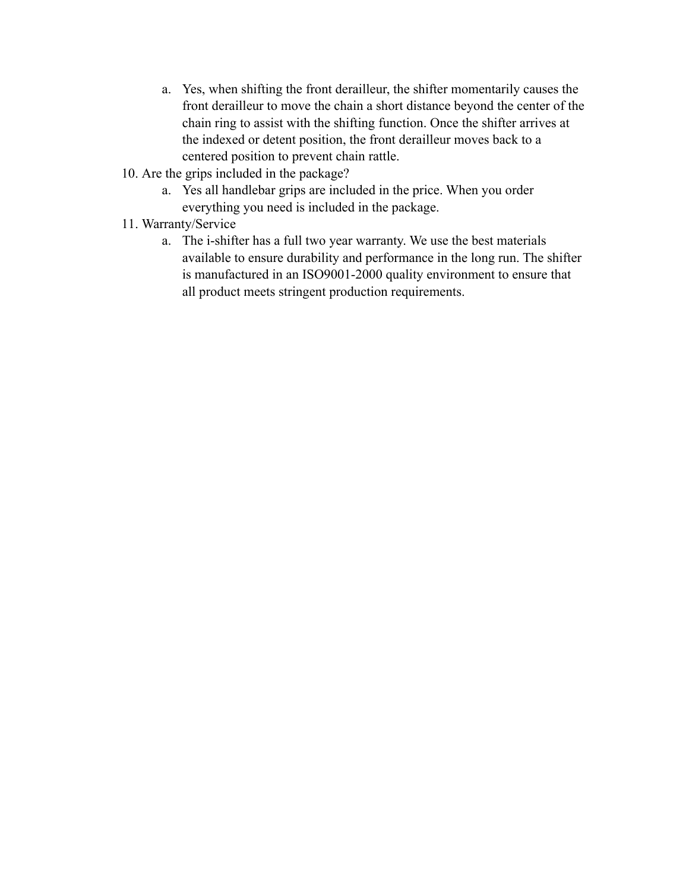a. Yes, when shifting the front derailleur, the shifter momentarily causes the front derailleur to move the chain a short distance beyond the center of the chain ring to assist with the shifting function. Once the shifter arrives at the indexed or detent position, the front derailleur moves back to a centered position to prevent chain rattle.

10. Are the grips included in the package?
    a. Yes all handlebar grips are included in the price. When you order everything you need is included in the package.
11. Warranty/Service
    a. The i-shifter has a full two year warranty. We use the best materials available to ensure durability and performance in the long run. The shifter is manufactured in an ISO9001-2000 quality environment to ensure that all product meets stringent production requirements.